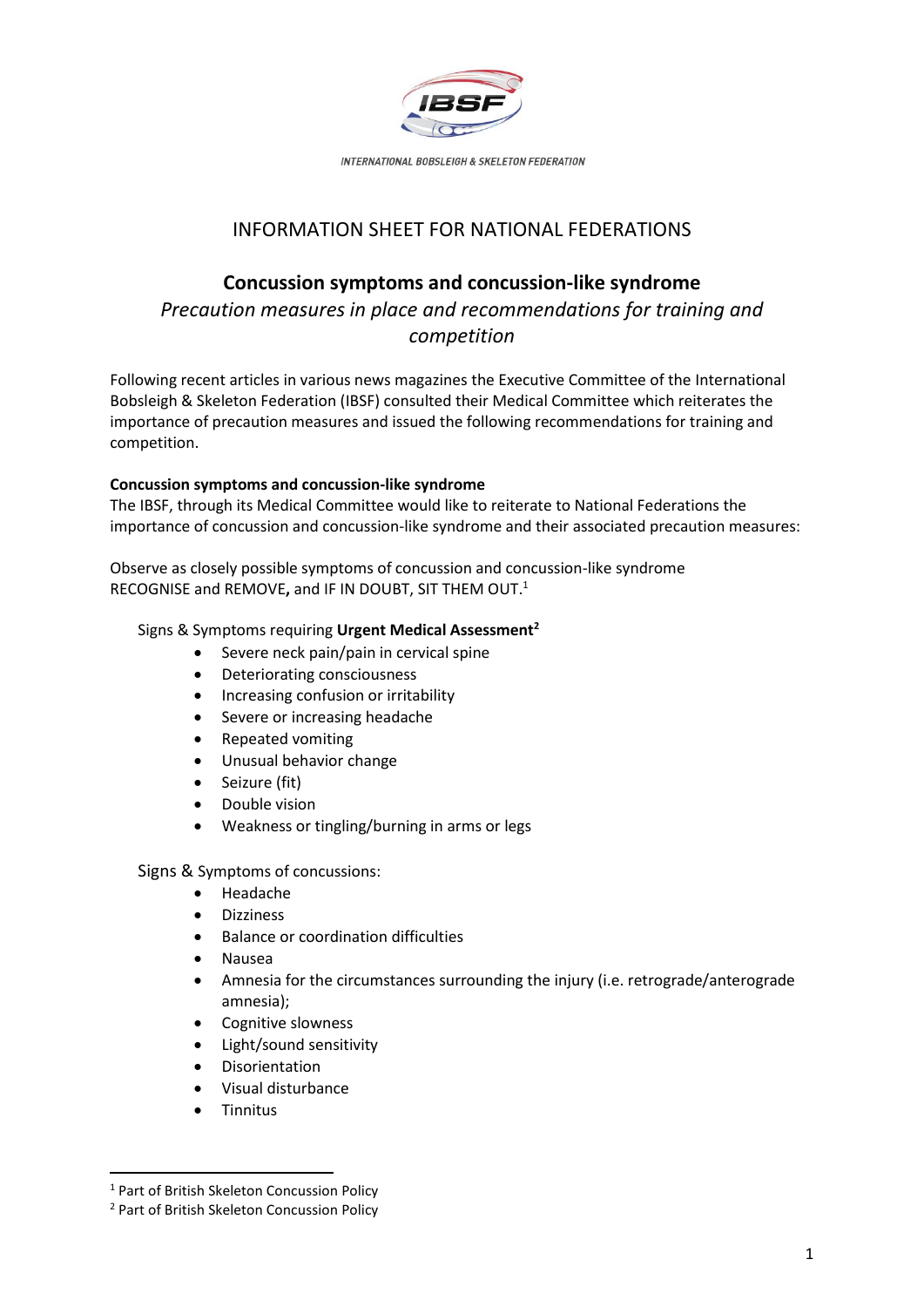INTERNATIONAL BOBSLEIGH & SKELETON FEDERATION

# INFORMATION SHEET FOR NATIONAL FEDERATIONS

## Concussion symptoms and concussion-like syndrome

*Precaution measures in place and recommendations for training and competition*

Following recent articles in various news magazines the Executive Committee of the International Bobsleigh & Skeleton Federation (IBSF) consulted their Medical Committee which reiterates the importance of precaution measures and issued the following recommendations for training and competition.

**Concussion symptoms and concussion-like syndrome**

The IBSF, through its Medical Committee would like to reiterate to National Federations the importance of concussion and concussion-like syndrome and their associated precaution measures:

Observe as closely possible symptoms of concussion and concussion-like syndrome RECOGNISE and REMOVE**,** and IF IN DOUBT, SIT THEM OUT.[1]

Signs & Symptoms requiring **Urgent Medical Assessment**[2]

- Severe neck pain/pain in cervical spine
- Deteriorating consciousness
- Increasing confusion or irritability
- Severe or increasing headache
- Repeated vomiting
- Unusual behavior change
- Seizure (fit)
- Double vision
- Weakness or tingling/burning in arms or legs

Signs & Symptoms of concussions:

- Headache
- Dizziness
- Balance or coordination difficulties
- Nausea
- Amnesia for the circumstances surrounding the injury (i.e. retrograde/anterograde amnesia);
- Cognitive slowness
- Light/sound sensitivity
- Disorientation
- Visual disturbance
- Tinnitus

---

[1] Part of British Skeleton Concussion Policy

[2] Part of British Skeleton Concussion Policy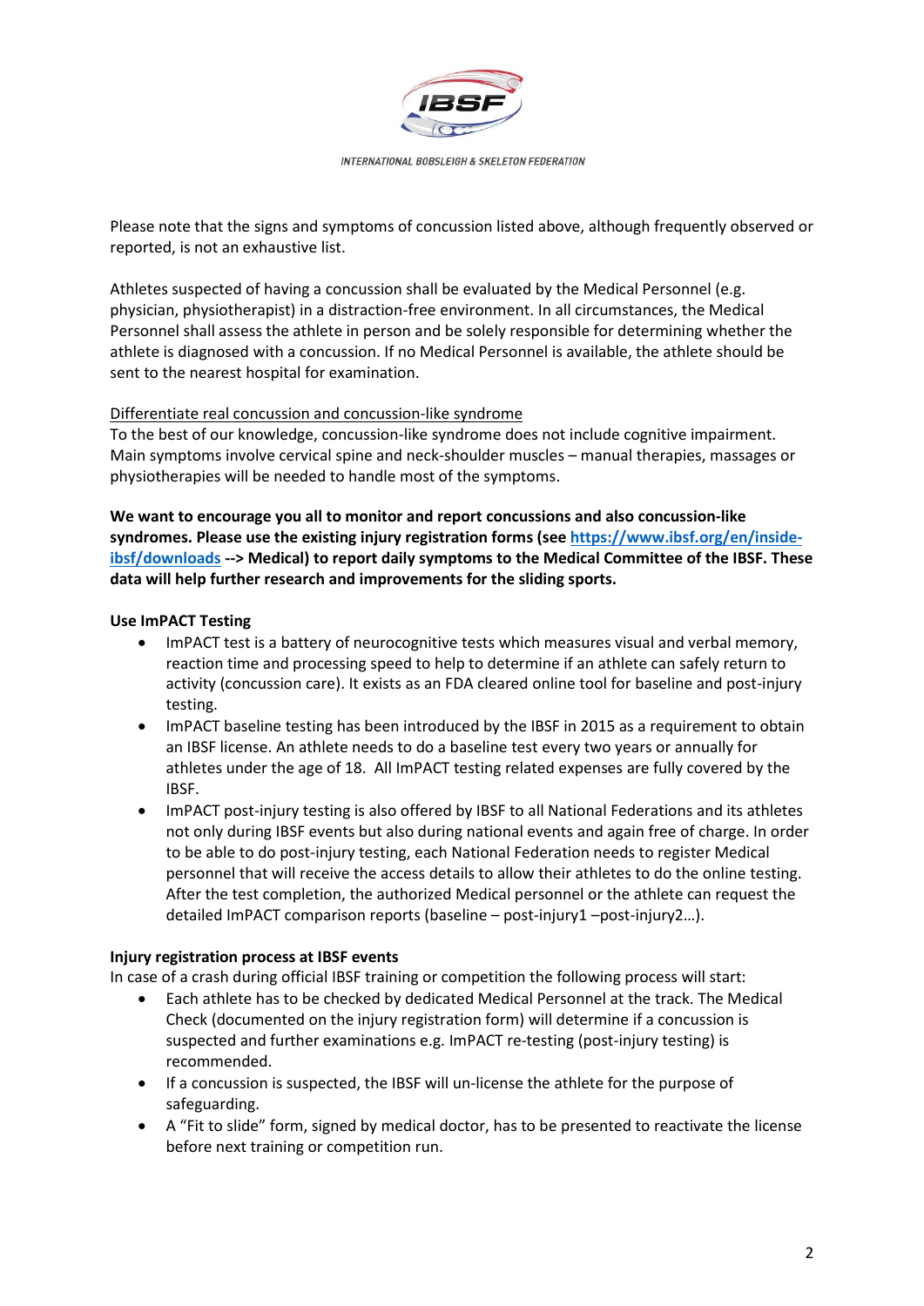Please note that the signs and symptoms of concussion listed above, although frequently observed or reported, is not an exhaustive list.

Athletes suspected of having a concussion shall be evaluated by the Medical Personnel (e.g. physician, physiotherapist) in a distraction-free environment. In all circumstances, the Medical Personnel shall assess the athlete in person and be solely responsible for determining whether the athlete is diagnosed with a concussion. If no Medical Personnel is available, the athlete should be sent to the nearest hospital for examination.

<u>Differentiate real concussion and concussion-like syndrome</u>

To the best of our knowledge, concussion-like syndrome does not include cognitive impairment. Main symptoms involve cervical spine and neck-shoulder muscles – manual therapies, massages or physiotherapies will be needed to handle most of the symptoms.

**We want to encourage you all to monitor and report concussions and also concussion-like syndromes. Please use the existing injury registration forms (see [https://www.ibsf.org/en/inside-ibsf/downloads](https://www.ibsf.org/en/inside-ibsf/downloads) --> Medical) to report daily symptoms to the Medical Committee of the IBSF. These data will help further research and improvements for the sliding sports.**

**Use ImPACT Testing**

- ImPACT test is a battery of neurocognitive tests which measures visual and verbal memory, reaction time and processing speed to help to determine if an athlete can safely return to activity (concussion care). It exists as an FDA cleared online tool for baseline and post-injury testing.
- ImPACT baseline testing has been introduced by the IBSF in 2015 as a requirement to obtain an IBSF license. An athlete needs to do a baseline test every two years or annually for athletes under the age of 18. All ImPACT testing related expenses are fully covered by the IBSF.
- ImPACT post-injury testing is also offered by IBSF to all National Federations and its athletes not only during IBSF events but also during national events and again free of charge. In order to be able to do post-injury testing, each National Federation needs to register Medical personnel that will receive the access details to allow their athletes to do the online testing. After the test completion, the authorized Medical personnel or the athlete can request the detailed ImPACT comparison reports (baseline – post-injury1 –post-injury2…).

**Injury registration process at IBSF events**

In case of a crash during official IBSF training or competition the following process will start:

- Each athlete has to be checked by dedicated Medical Personnel at the track. The Medical Check (documented on the injury registration form) will determine if a concussion is suspected and further examinations e.g. ImPACT re-testing (post-injury testing) is recommended.
- If a concussion is suspected, the IBSF will un-license the athlete for the purpose of safeguarding.
- A "Fit to slide" form, signed by medical doctor, has to be presented to reactivate the license before next training or competition run.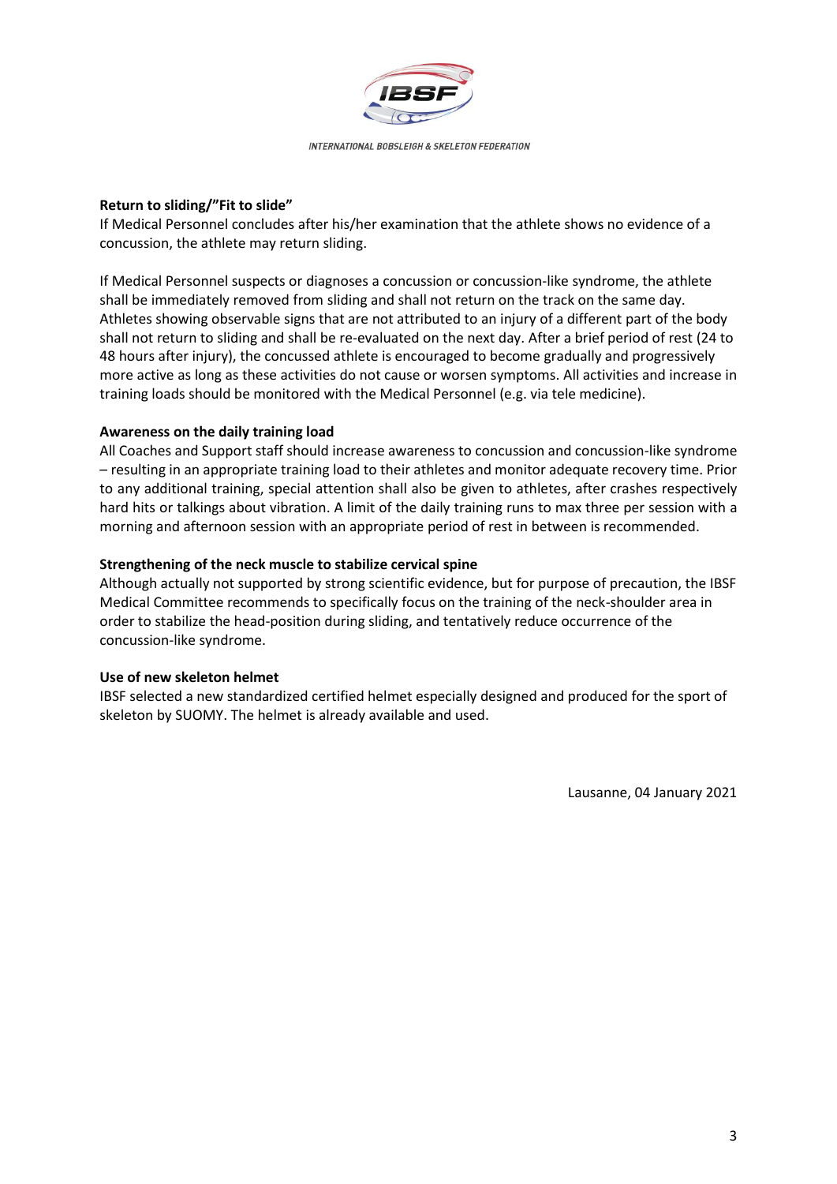**Return to sliding/"Fit to slide"**

If Medical Personnel concludes after his/her examination that the athlete shows no evidence of a concussion, the athlete may return sliding.

If Medical Personnel suspects or diagnoses a concussion or concussion-like syndrome, the athlete shall be immediately removed from sliding and shall not return on the track on the same day. Athletes showing observable signs that are not attributed to an injury of a different part of the body shall not return to sliding and shall be re-evaluated on the next day. After a brief period of rest (24 to 48 hours after injury), the concussed athlete is encouraged to become gradually and progressively more active as long as these activities do not cause or worsen symptoms. All activities and increase in training loads should be monitored with the Medical Personnel (e.g. via tele medicine).

**Awareness on the daily training load**

All Coaches and Support staff should increase awareness to concussion and concussion-like syndrome – resulting in an appropriate training load to their athletes and monitor adequate recovery time. Prior to any additional training, special attention shall also be given to athletes, after crashes respectively hard hits or talkings about vibration. A limit of the daily training runs to max three per session with a morning and afternoon session with an appropriate period of rest in between is recommended.

**Strengthening of the neck muscle to stabilize cervical spine**

Although actually not supported by strong scientific evidence, but for purpose of precaution, the IBSF Medical Committee recommends to specifically focus on the training of the neck-shoulder area in order to stabilize the head-position during sliding, and tentatively reduce occurrence of the concussion-like syndrome.

**Use of new skeleton helmet**

IBSF selected a new standardized certified helmet especially designed and produced for the sport of skeleton by SUOMY. The helmet is already available and used.

Lausanne, 04 January 2021